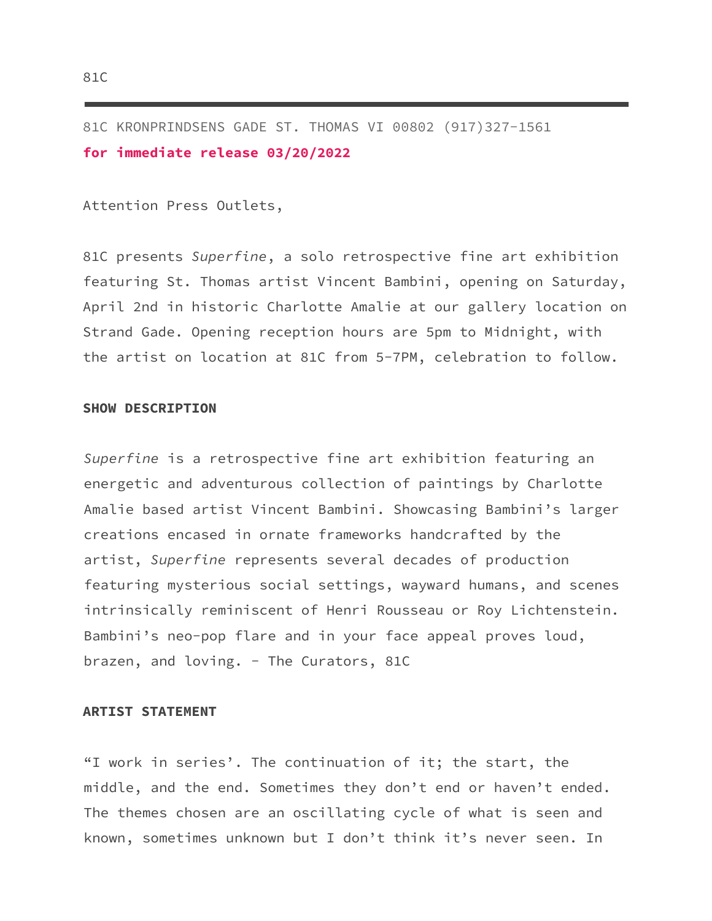81C

---

81C KRONPRINDSENS GADE ST. THOMAS VI 00802 (917)327-1561

**for immediate release 03/20/2022**

Attention Press Outlets,

81C presents *Superfine*, a solo retrospective fine art exhibition featuring St. Thomas artist Vincent Bambini, opening on Saturday, April 2nd in historic Charlotte Amalie at our gallery location on Strand Gade. Opening reception hours are 5pm to Midnight, with the artist on location at 81C from 5-7PM, celebration to follow.

**SHOW DESCRIPTION**

*Superfine* is a retrospective fine art exhibition featuring an energetic and adventurous collection of paintings by Charlotte Amalie based artist Vincent Bambini. Showcasing Bambini's larger creations encased in ornate frameworks handcrafted by the artist, *Superfine* represents several decades of production featuring mysterious social settings, wayward humans, and scenes intrinsically reminiscent of Henri Rousseau or Roy Lichtenstein. Bambini's neo-pop flare and in your face appeal proves loud, brazen, and loving. - The Curators, 81C

**ARTIST STATEMENT**

"I work in series'. The continuation of it; the start, the middle, and the end. Sometimes they don't end or haven't ended. The themes chosen are an oscillating cycle of what is seen and known, sometimes unknown but I don't think it's never seen. In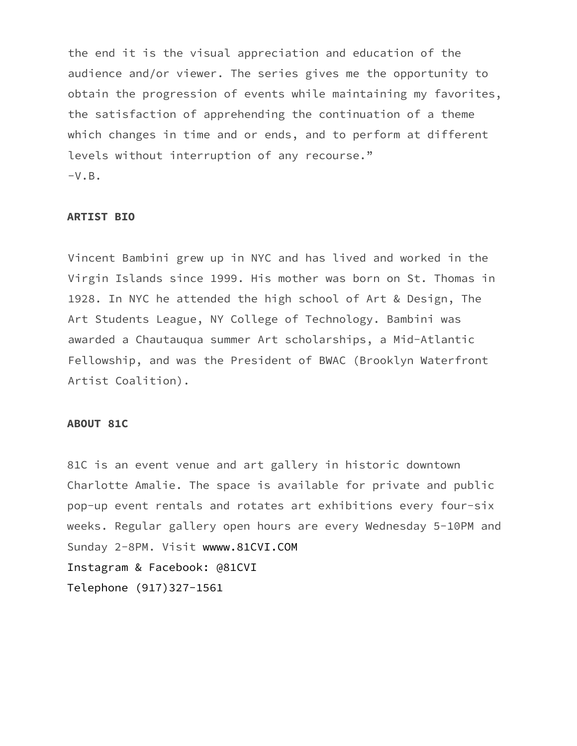the end it is the visual appreciation and education of the audience and/or viewer. The series gives me the opportunity to obtain the progression of events while maintaining my favorites, the satisfaction of apprehending the continuation of a theme which changes in time and or ends, and to perform at different levels without interruption of any recourse."
-V.B.

**ARTIST BIO**

Vincent Bambini grew up in NYC and has lived and worked in the Virgin Islands since 1999. His mother was born on St. Thomas in 1928. In NYC he attended the high school of Art & Design, The Art Students League, NY College of Technology. Bambini was awarded a Chautauqua summer Art scholarships, a Mid-Atlantic Fellowship, and was the President of BWAC (Brooklyn Waterfront Artist Coalition).

**ABOUT 81C**

81C is an event venue and art gallery in historic downtown Charlotte Amalie. The space is available for private and public pop-up event rentals and rotates art exhibitions every four-six weeks. Regular gallery open hours are every Wednesday 5-10PM and Sunday 2-8PM. Visit wwww.81CVI.COM
Instagram & Facebook: @81CVI
Telephone (917)327-1561